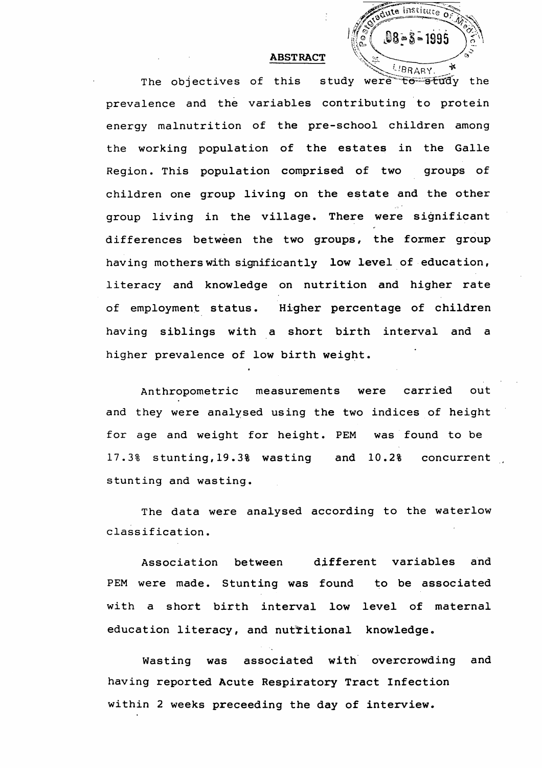## ABSTRACT

The objectives of this study were to study the prevalence and the variables contributing to protein energy malnutrition of the pre-school children among the working population of the estates in the Galle Region. This population comprised of two groups of children one group living on the estate and the other group living in the village. There were significant differences between the two groups, the former group having mothers with significantly low level of education, literacy and knowledge on nutrition and higher rate of employment status. Higher percentage of children having siblings with a short birth interval and a higher prevalence of low birth weight.

Anthropometric measurements were carried out and they were analysed using the two indices of height for age and weight for height. PEM was found to be 17.3% stunting, 19.3% wasting and 10.2% concurrent stunting and wasting.

The data were analysed according to the waterlow classification.

Association between different variables and PEM were made. Stunting was found to be associated with a short birth interval low level of maternal education literacy, and nutritional knowledge.

Wasting was associated with overcrowding and having reported Acute Respiratory Tract Infection within 2 weeks preceeding the day of interview.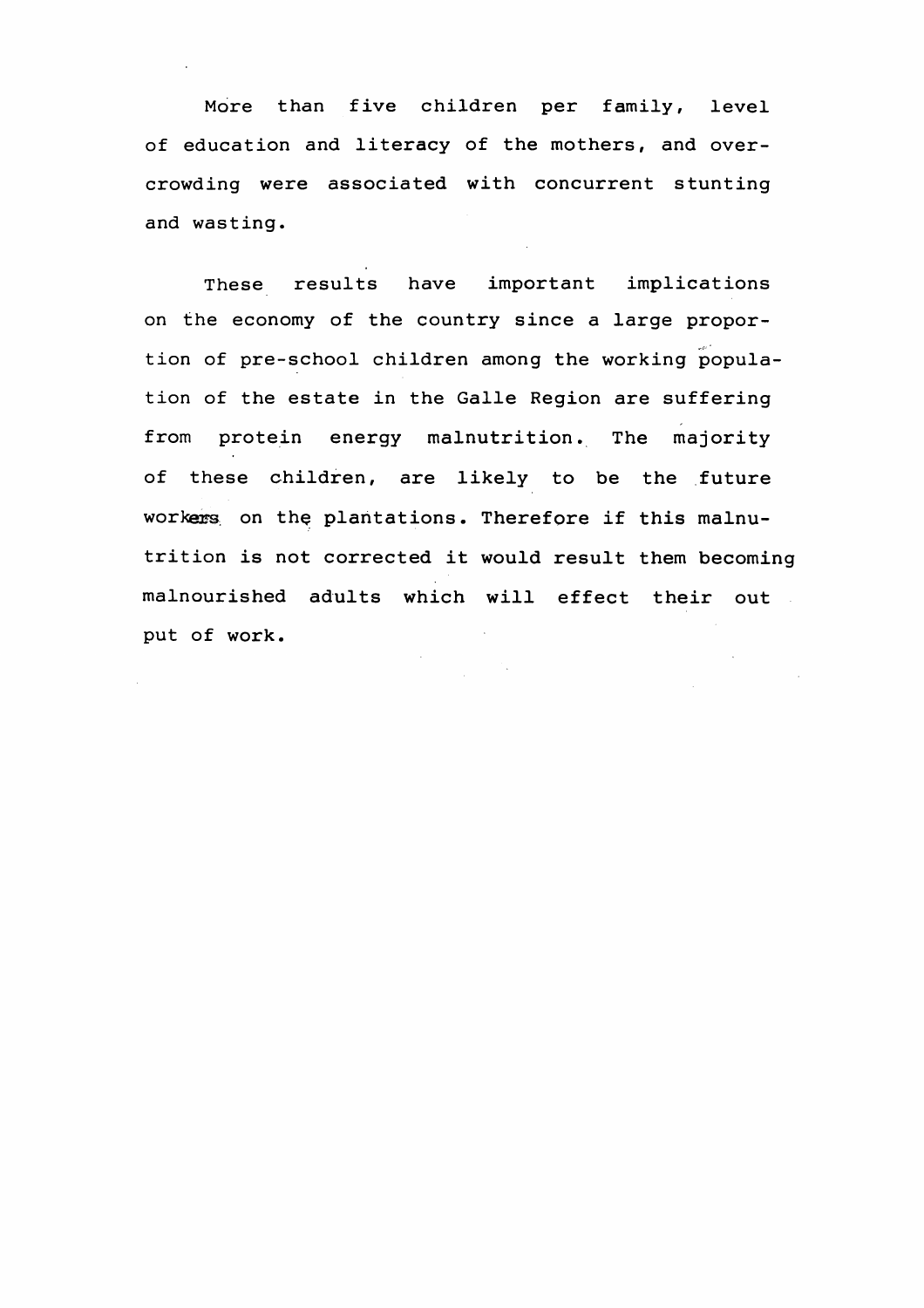More than five children per family, level of education and literacy of the mothers, and overcrowding were associated with concurrent stunting and wasting.

These results have important implications on the economy of the country since a large proportion of pre-school children among the working population of the estate in the Galle Region are suffering from protein energy malnutrition. The majority of these children, are likely to be the future workers on the plantations. Therefore if this malnutrition is not corrected it would result them becoming malnourished adults which will effect their out put of work.